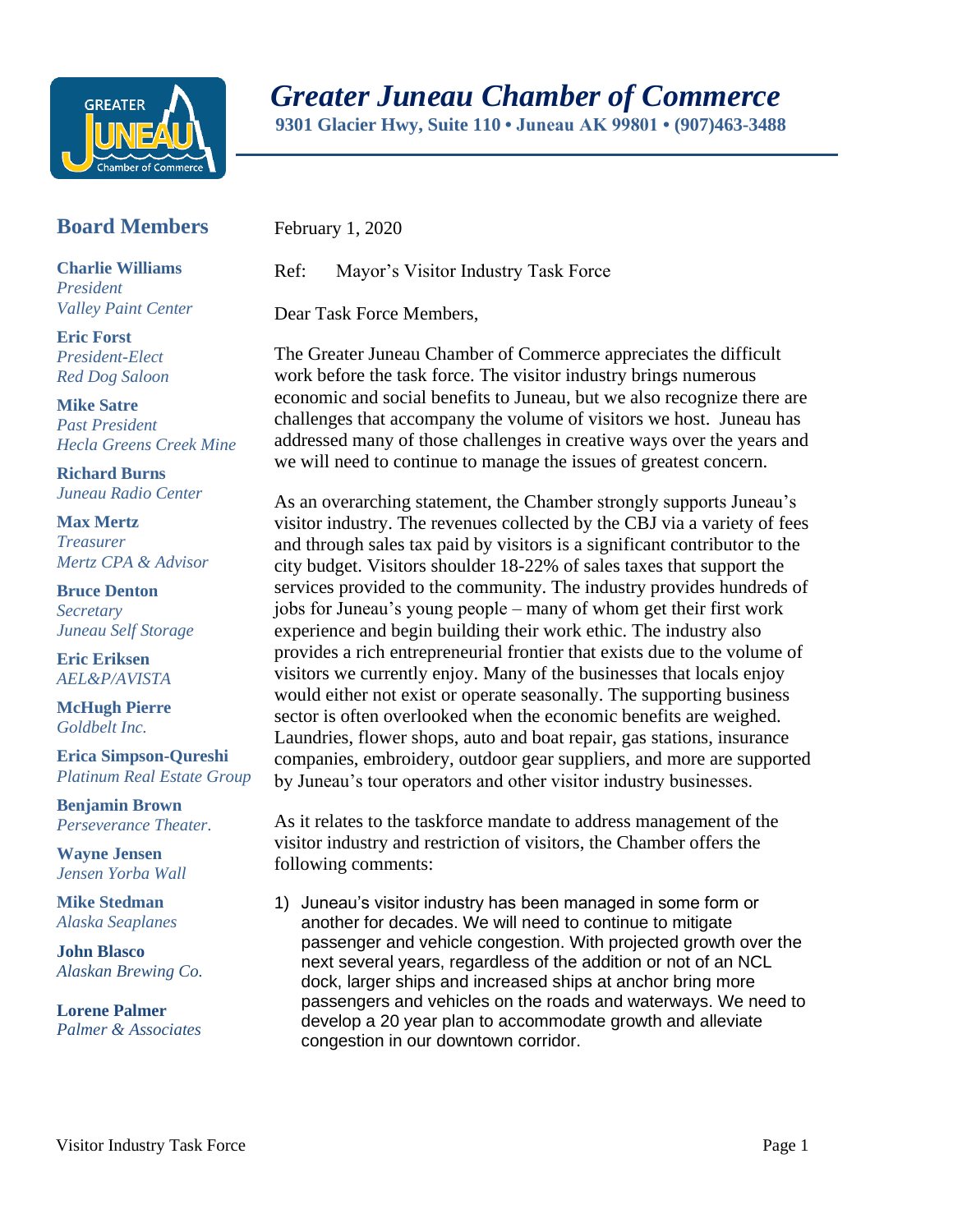# *Greater Juneau Chamber of Commerce*

**9301 Glacier Hwy, Suite 110 • Juneau AK 99801 • (907)463-3488**

## Board Members

**Charlie Williams**
*President*
*Valley Paint Center*

**Eric Forst**
*President-Elect*
*Red Dog Saloon*

**Mike Satre**
*Past President*
*Hecla Greens Creek Mine*

**Richard Burns**
*Juneau Radio Center*

**Max Mertz**
*Treasurer*
*Mertz CPA & Advisor*

**Bruce Denton**
*Secretary*
*Juneau Self Storage*

**Eric Eriksen**
*AEL&P/AVISTA*

**McHugh Pierre**
*Goldbelt Inc.*

**Erica Simpson-Qureshi**
*Platinum Real Estate Group*

**Benjamin Brown**
*Perseverance Theater.*

**Wayne Jensen**
*Jensen Yorba Wall*

**Mike Stedman**
*Alaska Seaplanes*

**John Blasco**
*Alaskan Brewing Co.*

**Lorene Palmer**
*Palmer & Associates*

February 1, 2020

Ref: Mayor's Visitor Industry Task Force

Dear Task Force Members,

The Greater Juneau Chamber of Commerce appreciates the difficult work before the task force. The visitor industry brings numerous economic and social benefits to Juneau, but we also recognize there are challenges that accompany the volume of visitors we host. Juneau has addressed many of those challenges in creative ways over the years and we will need to continue to manage the issues of greatest concern.

As an overarching statement, the Chamber strongly supports Juneau's visitor industry. The revenues collected by the CBJ via a variety of fees and through sales tax paid by visitors is a significant contributor to the city budget. Visitors shoulder 18-22% of sales taxes that support the services provided to the community. The industry provides hundreds of jobs for Juneau's young people – many of whom get their first work experience and begin building their work ethic. The industry also provides a rich entrepreneurial frontier that exists due to the volume of visitors we currently enjoy. Many of the businesses that locals enjoy would either not exist or operate seasonally. The supporting business sector is often overlooked when the economic benefits are weighed. Laundries, flower shops, auto and boat repair, gas stations, insurance companies, embroidery, outdoor gear suppliers, and more are supported by Juneau's tour operators and other visitor industry businesses.

As it relates to the taskforce mandate to address management of the visitor industry and restriction of visitors, the Chamber offers the following comments:

1) Juneau's visitor industry has been managed in some form or another for decades. We will need to continue to mitigate passenger and vehicle congestion. With projected growth over the next several years, regardless of the addition or not of an NCL dock, larger ships and increased ships at anchor bring more passengers and vehicles on the roads and waterways. We need to develop a 20 year plan to accommodate growth and alleviate congestion in our downtown corridor.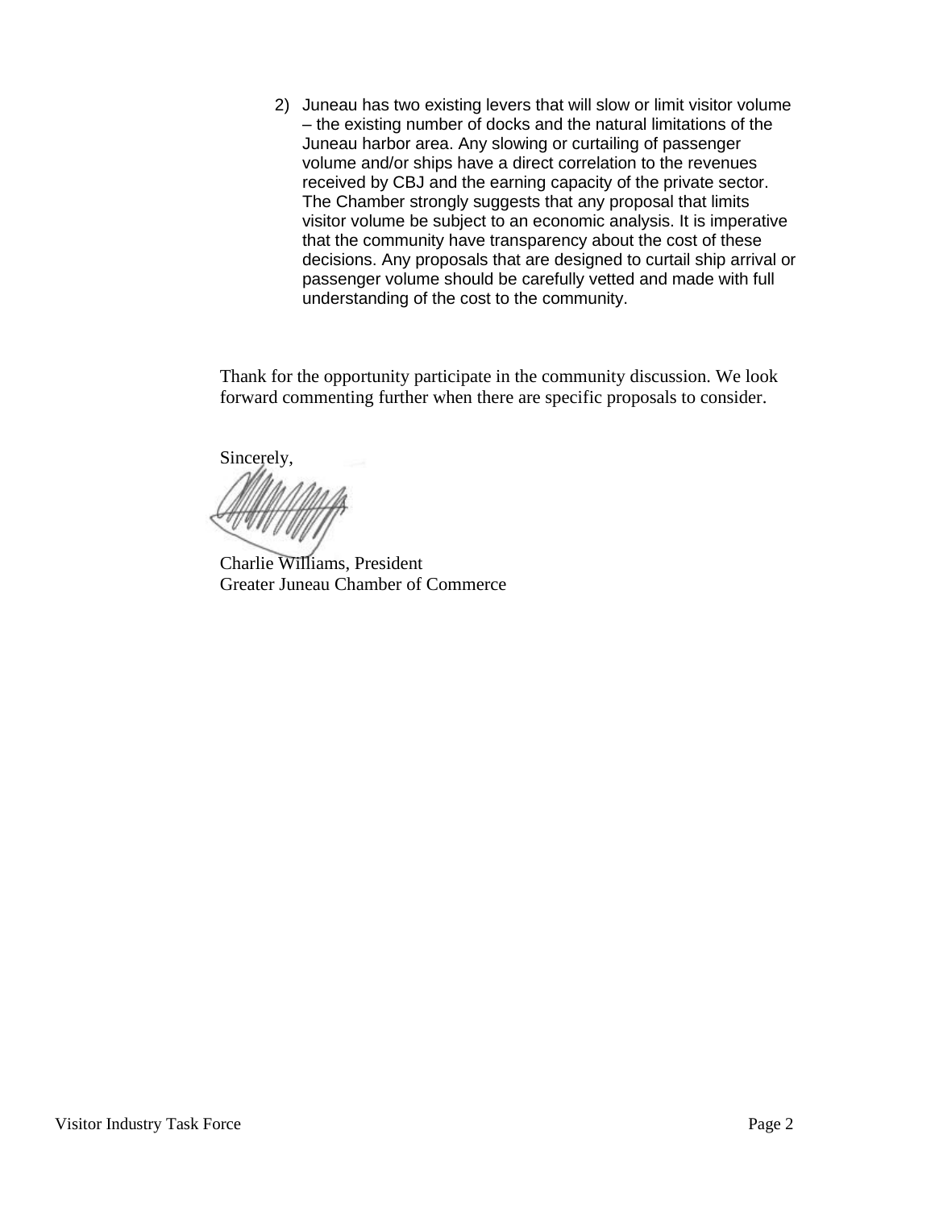2) Juneau has two existing levers that will slow or limit visitor volume – the existing number of docks and the natural limitations of the Juneau harbor area. Any slowing or curtailing of passenger volume and/or ships have a direct correlation to the revenues received by CBJ and the earning capacity of the private sector. The Chamber strongly suggests that any proposal that limits visitor volume be subject to an economic analysis. It is imperative that the community have transparency about the cost of these decisions. Any proposals that are designed to curtail ship arrival or passenger volume should be carefully vetted and made with full understanding of the cost to the community.

Thank for the opportunity participate in the community discussion. We look forward commenting further when there are specific proposals to consider.

Sincerely,

Charlie Williams, President
Greater Juneau Chamber of Commerce